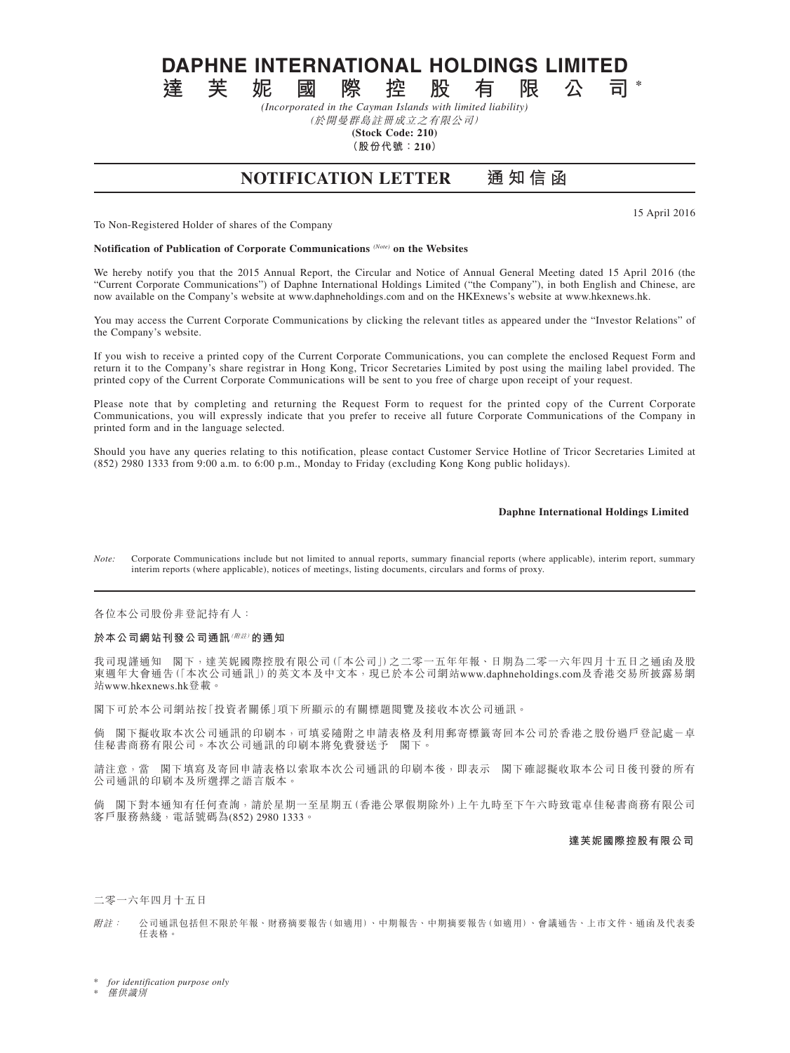# DAPHNE INTERNATIONAL HOLDINGS LIMITED

# 達芙妮國際控股有限公司*

*(Incorporated in the Cayman Islands with limited liability)*

*(於開曼群島註冊成立之有限公司)*

**(Stock Code: 210)**

**（股份代號：210）**

## NOTIFICATION LETTER　通知信函

15 April 2016

To Non-Registered Holder of shares of the Company

**Notification of Publication of Corporate Communications** *(Note)* **on the Websites**

We hereby notify you that the 2015 Annual Report, the Circular and Notice of Annual General Meeting dated 15 April 2016 (the "Current Corporate Communications") of Daphne International Holdings Limited ("the Company"), in both English and Chinese, are now available on the Company's website at www.daphneholdings.com and on the HKExnews's website at www.hkexnews.hk.

You may access the Current Corporate Communications by clicking the relevant titles as appeared under the "Investor Relations" of the Company's website.

If you wish to receive a printed copy of the Current Corporate Communications, you can complete the enclosed Request Form and return it to the Company's share registrar in Hong Kong, Tricor Secretaries Limited by post using the mailing label provided. The printed copy of the Current Corporate Communications will be sent to you free of charge upon receipt of your request.

Please note that by completing and returning the Request Form to request for the printed copy of the Current Corporate Communications, you will expressly indicate that you prefer to receive all future Corporate Communications of the Company in printed form and in the language selected.

Should you have any queries relating to this notification, please contact Customer Service Hotline of Tricor Secretaries Limited at (852) 2980 1333 from 9:00 a.m. to 6:00 p.m., Monday to Friday (excluding Kong Kong public holidays).

**Daphne International Holdings Limited**

*Note:* Corporate Communications include but not limited to annual reports, summary financial reports (where applicable), interim report, summary interim reports (where applicable), notices of meetings, listing documents, circulars and forms of proxy.

---

各位本公司股份非登記持有人：

**於本公司網站刊發公司通訊**（附註）**的通知**

我司現謹通知　閣下，達芙妮國際控股有限公司(「本公司」)之二零一五年年報、日期為二零一六年四月十五日之通函及股東週年大會通告(「本次公司通訊」)的英文本及中文本，現已於本公司網站www.daphneholdings.com及香港交易所披露易網站www.hkexnews.hk登載。

閣下可於本公司網站按「投資者關係」項下所顯示的有關標題閱覽及接收本次公司通訊。

倘　閣下擬收取本次公司通訊的印刷本，可填妥隨附之申請表格及利用郵寄標籤寄回本公司於香港之股份過戶登記處－卓佳秘書商務有限公司。本次公司通訊的印刷本將免費發送予　閣下。

請注意，當　閣下填寫及寄回申請表格以索取本次公司通訊的印刷本後，即表示　閣下確認擬收取本公司日後刊發的所有公司通訊的印刷本及所選擇之語言版本。

倘　閣下對本通知有任何查詢，請於星期一至星期五(香港公眾假期除外)上午九時至下午六時致電卓佳秘書商務有限公司客戶服務熱綫，電話號碼為(852) 2980 1333。

**達芙妮國際控股有限公司**

二零一六年四月十五日

*附註：* 公司通訊包括但不限於年報、財務摘要報告(如適用)、中期報告、中期摘要報告(如適用)、會議通告、上市文件、通函及代表委任表格。

\* *for identification purpose only*

\* *僅供識別*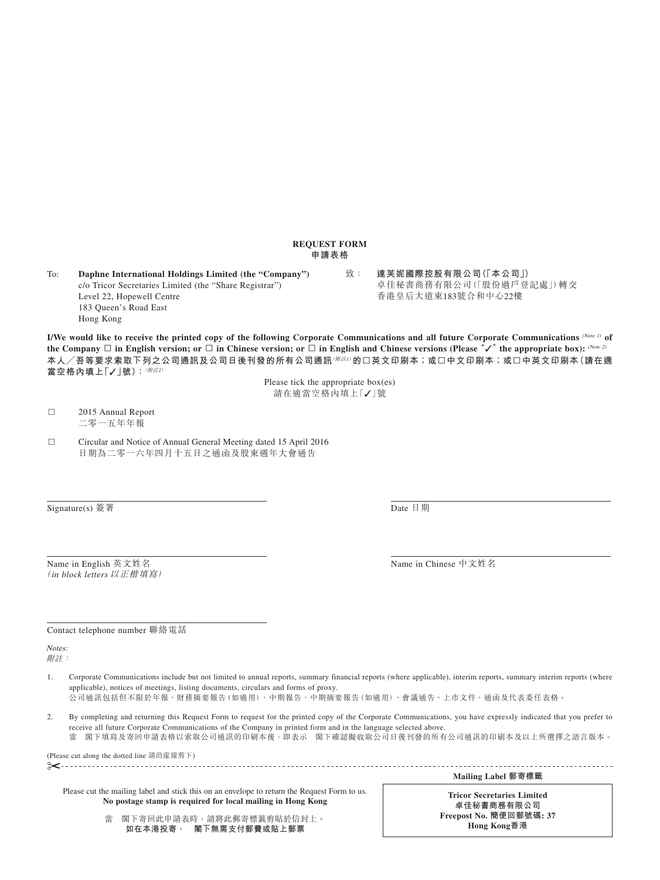# REQUEST FORM
# 申請表格

To: **Daphne International Holdings Limited (the "Company")**
c/o Tricor Secretaries Limited (the "Share Registrar")
Level 22, Hopewell Centre
183 Queen's Road East
Hong Kong

致：**達芙妮國際控股有限公司(「本公司」)**
卓佳秘書商務有限公司(「股份過戶登記處」)轉交
香港皇后大道東183號合和中心22樓

**I/We would like to receive the printed copy of the following Corporate Communications and all future Corporate Communications** *(Note 1)* **of the Company ☐ in English version; or ☐ in Chinese version; or ☐ in English and Chinese versions (Please "✓" the appropriate box):** *(Note 2)*
**本人╱吾等要求索取下列之公司通訊及公司日後刊發的所有公司通訊**(附註1)**的☐英文印刷本；或☐中文印刷本；或☐中英文印刷本(請在適當空格內填上「✓」號)：**(附註2)

Please tick the appropriate box(es)
請在適當空格內填上「✓」號

☐ 2015 Annual Report
二零一五年年報

☐ Circular and Notice of Annual General Meeting dated 15 April 2016
日期為二零一六年四月十五日之通函及股東週年大會通告

Signature(s) 簽署 ____________________

Date 日期 ____________________

Name in English 英文姓名 ____________________
*(in block letters 以正楷填寫)*

Name in Chinese 中文姓名 ____________________

Contact telephone number 聯絡電話 ____________________

*Notes:*
*附註：*

1. Corporate Communications include but not limited to annual reports, summary financial reports (where applicable), interim reports, summary interim reports (where applicable), notices of meetings, listing documents, circulars and forms of proxy.
公司通訊包括但不限於年報、財務摘要報告(如適用)、中期報告、中期摘要報告(如適用)、會議通告、上市文件、通函及代表委任表格。

2. By completing and returning this Request Form to request for the printed copy of the Corporate Communications, you have expressly indicated that you prefer to receive all future Corporate Communications of the Company in printed form and in the language selected above.
當　閣下填寫及寄回申請表格以索取公司通訊的印刷本後，即表示　閣下確認擬收取公司日後刊發的所有公司通訊的印刷本及以上所選擇之語言版本。

(Please cut along the dotted line 請沿虛線剪下)

✂-------------------------------------------------------------------------------------------------------

Please cut the mailing label and stick this on an envelope to return the Request Form to us.
**No postage stamp is required for local mailing in Hong Kong**

當　閣下寄回此申請表時，請將此郵寄標籤剪貼於信封上。
**如在本港投寄，　閣下無需支付郵費或貼上郵票**

**Mailing Label 郵寄標籤**

**Tricor Secretaries Limited**
**卓佳秘書商務有限公司**
**Freepost No. 簡便回郵號碼: 37**
**Hong Kong香港**